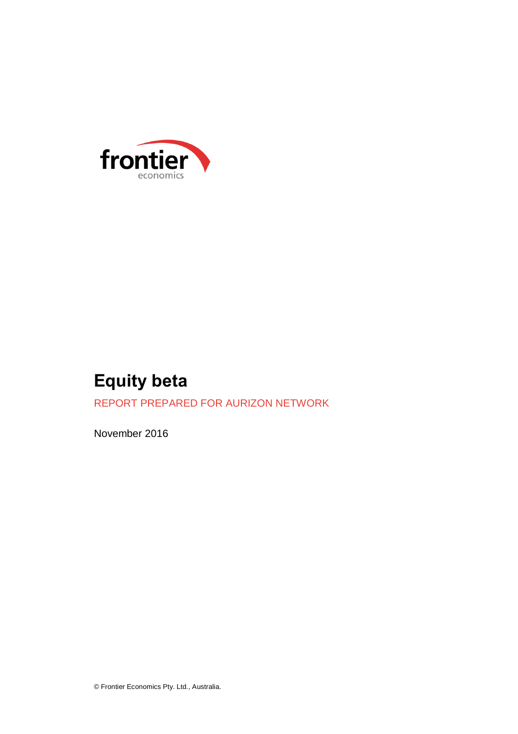frontier economics

# Equity beta

REPORT PREPARED FOR AURIZON NETWORK

November 2016

© Frontier Economics Pty. Ltd., Australia.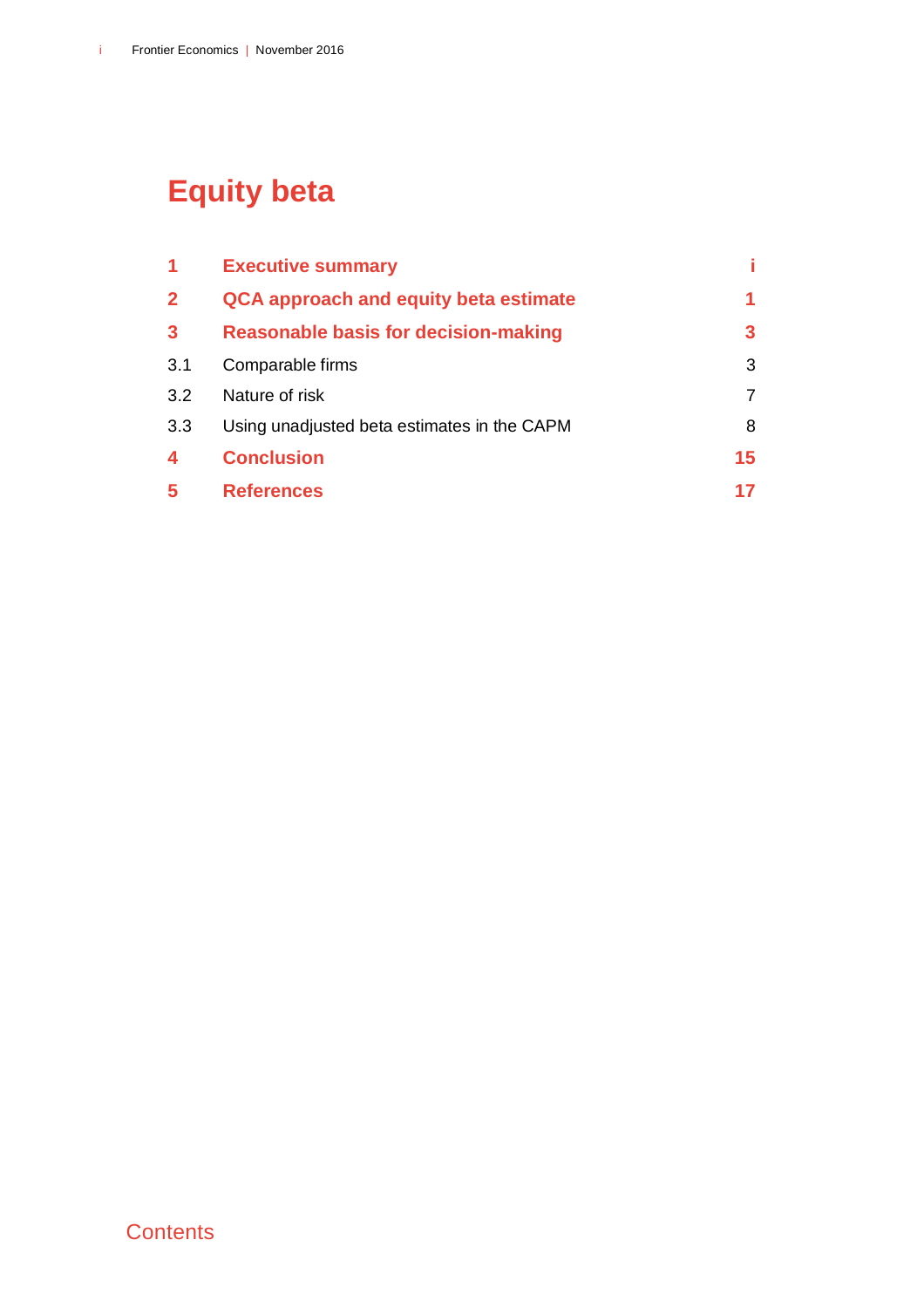# Equity beta

| | | |
|---|---|---|
| **1** | **Executive summary** | **i** |
| **2** | **QCA approach and equity beta estimate** | **1** |
| **3** | **Reasonable basis for decision-making** | **3** |
| 3.1 | Comparable firms | 3 |
| 3.2 | Nature of risk | 7 |
| 3.3 | Using unadjusted beta estimates in the CAPM | 8 |
| **4** | **Conclusion** | **15** |
| **5** | **References** | **17** |

Contents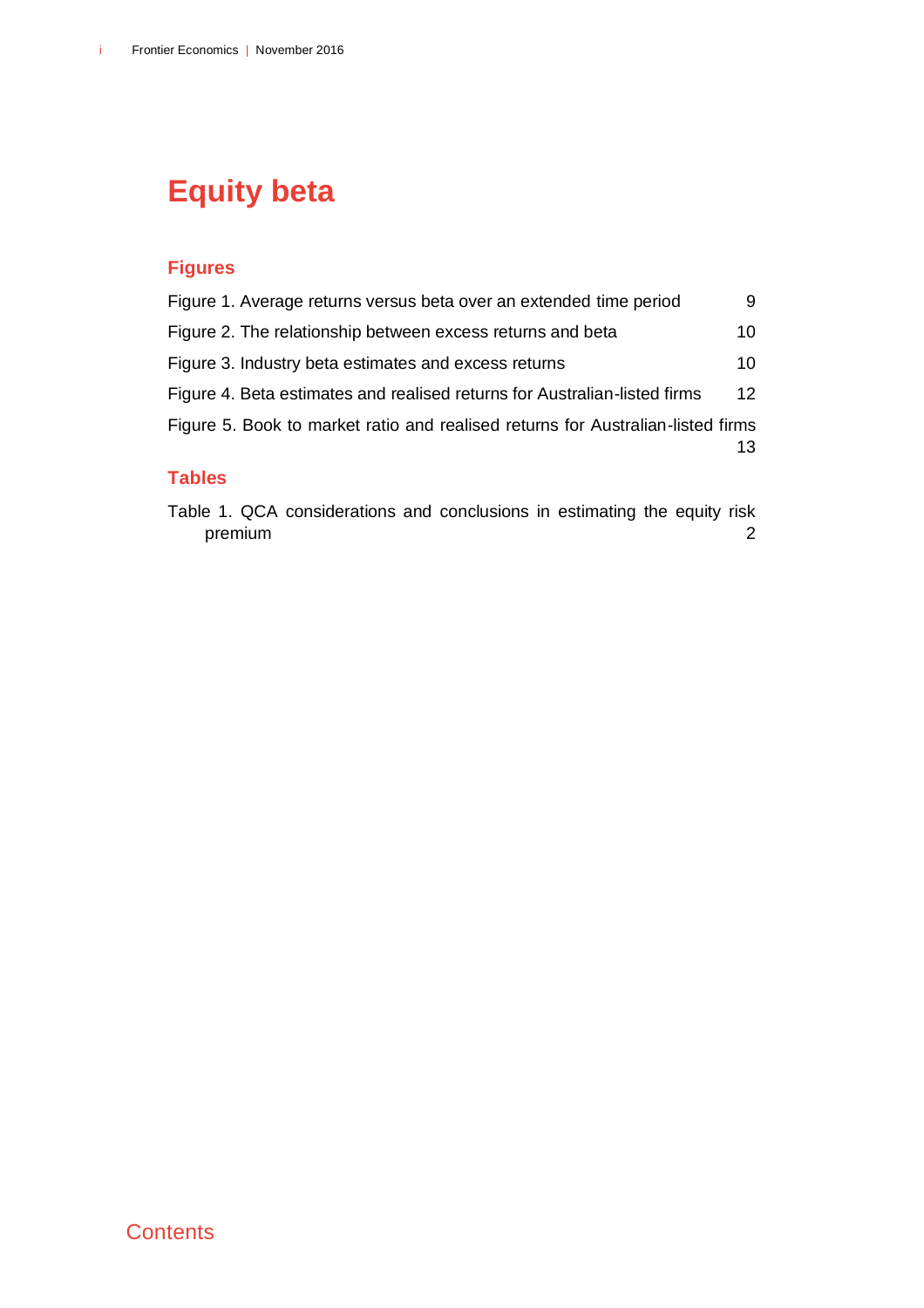# Equity beta

## Figures

Figure 1. Average returns versus beta over an extended time period 9

Figure 2. The relationship between excess returns and beta 10

Figure 3. Industry beta estimates and excess returns 10

Figure 4. Beta estimates and realised returns for Australian-listed firms 12

Figure 5. Book to market ratio and realised returns for Australian-listed firms 13

## Tables

Table 1. QCA considerations and conclusions in estimating the equity risk premium 2

Contents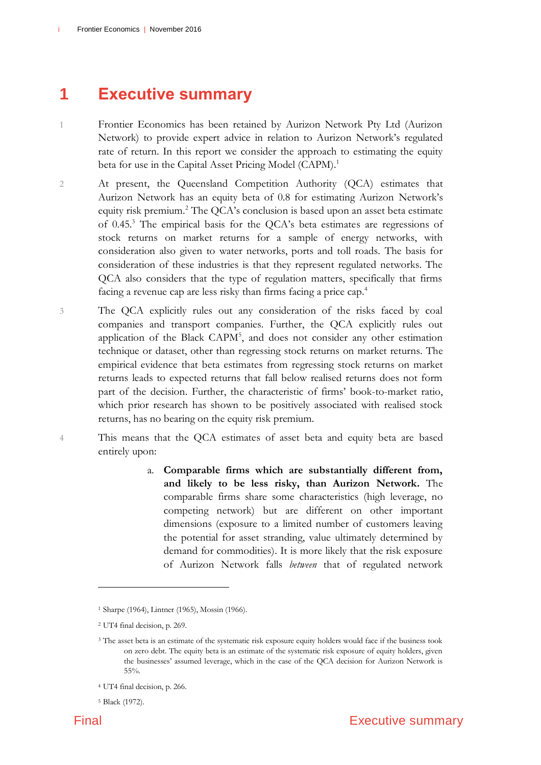# 1 Executive summary

1 Frontier Economics has been retained by Aurizon Network Pty Ltd (Aurizon Network) to provide expert advice in relation to Aurizon Network's regulated rate of return. In this report we consider the approach to estimating the equity beta for use in the Capital Asset Pricing Model (CAPM).[1]

2 At present, the Queensland Competition Authority (QCA) estimates that Aurizon Network has an equity beta of 0.8 for estimating Aurizon Network's equity risk premium.[2] The QCA's conclusion is based upon an asset beta estimate of 0.45.[3] The empirical basis for the QCA's beta estimates are regressions of stock returns on market returns for a sample of energy networks, with consideration also given to water networks, ports and toll roads. The basis for consideration of these industries is that they represent regulated networks. The QCA also considers that the type of regulation matters, specifically that firms facing a revenue cap are less risky than firms facing a price cap.[4]

3 The QCA explicitly rules out any consideration of the risks faced by coal companies and transport companies. Further, the QCA explicitly rules out application of the Black CAPM[5], and does not consider any other estimation technique or dataset, other than regressing stock returns on market returns. The empirical evidence that beta estimates from regressing stock returns on market returns leads to expected returns that fall below realised returns does not form part of the decision. Further, the characteristic of firms' book-to-market ratio, which prior research has shown to be positively associated with realised stock returns, has no bearing on the equity risk premium.

4 This means that the QCA estimates of asset beta and equity beta are based entirely upon:

a. **Comparable firms which are substantially different from, and likely to be less risky, than Aurizon Network.** The comparable firms share some characteristics (high leverage, no competing network) but are different on other important dimensions (exposure to a limited number of customers leaving the potential for asset stranding, value ultimately determined by demand for commodities). It is more likely that the risk exposure of Aurizon Network falls *between* that of regulated network

---

[1] Sharpe (1964), Lintner (1965), Mossin (1966).

[2] UT4 final decision, p. 269.

[3] The asset beta is an estimate of the systematic risk exposure equity holders would face if the business took on zero debt. The equity beta is an estimate of the systematic risk exposure of equity holders, given the businesses' assumed leverage, which in the case of the QCA decision for Aurizon Network is 55%.

[4] UT4 final decision, p. 266.

[5] Black (1972).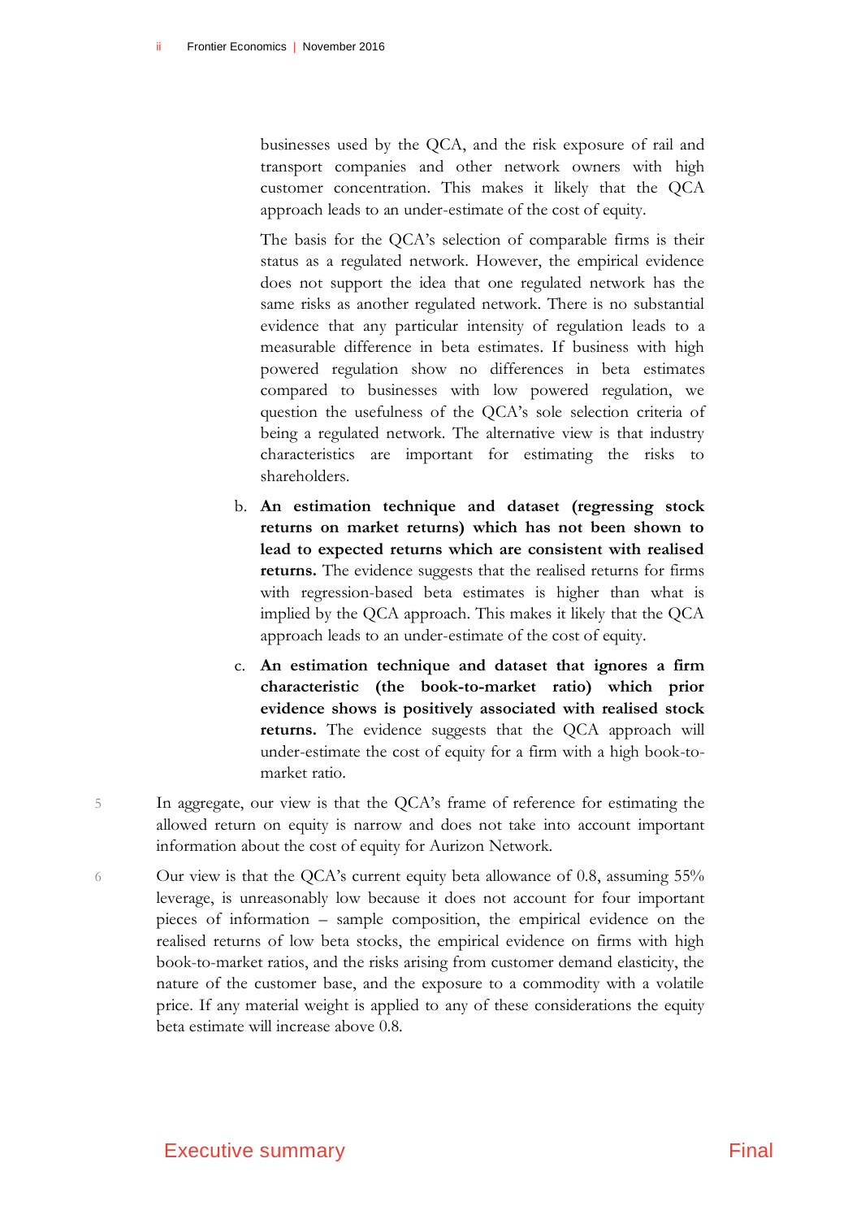businesses used by the QCA, and the risk exposure of rail and transport companies and other network owners with high customer concentration. This makes it likely that the QCA approach leads to an under-estimate of the cost of equity.

The basis for the QCA's selection of comparable firms is their status as a regulated network. However, the empirical evidence does not support the idea that one regulated network has the same risks as another regulated network. There is no substantial evidence that any particular intensity of regulation leads to a measurable difference in beta estimates. If business with high powered regulation show no differences in beta estimates compared to businesses with low powered regulation, we question the usefulness of the QCA's sole selection criteria of being a regulated network. The alternative view is that industry characteristics are important for estimating the risks to shareholders.

b. **An estimation technique and dataset (regressing stock returns on market returns) which has not been shown to lead to expected returns which are consistent with realised returns.** The evidence suggests that the realised returns for firms with regression-based beta estimates is higher than what is implied by the QCA approach. This makes it likely that the QCA approach leads to an under-estimate of the cost of equity.

c. **An estimation technique and dataset that ignores a firm characteristic (the book-to-market ratio) which prior evidence shows is positively associated with realised stock returns.** The evidence suggests that the QCA approach will under-estimate the cost of equity for a firm with a high book-to-market ratio.

5 In aggregate, our view is that the QCA's frame of reference for estimating the allowed return on equity is narrow and does not take into account important information about the cost of equity for Aurizon Network.

6 Our view is that the QCA's current equity beta allowance of 0.8, assuming 55% leverage, is unreasonably low because it does not account for four important pieces of information – sample composition, the empirical evidence on the realised returns of low beta stocks, the empirical evidence on firms with high book-to-market ratios, and the risks arising from customer demand elasticity, the nature of the customer base, and the exposure to a commodity with a volatile price. If any material weight is applied to any of these considerations the equity beta estimate will increase above 0.8.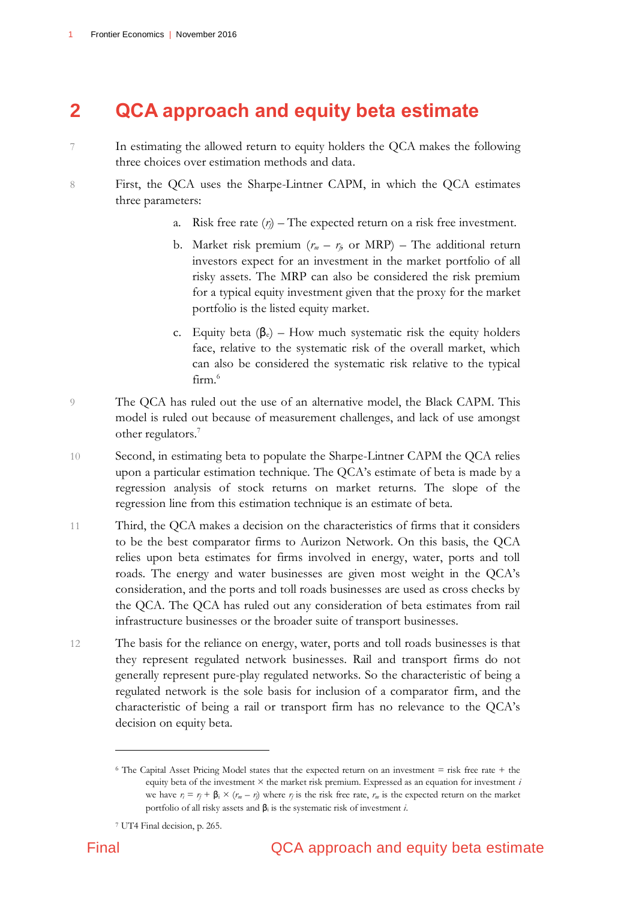# 2 QCA approach and equity beta estimate

7 In estimating the allowed return to equity holders the QCA makes the following three choices over estimation methods and data.

8 First, the QCA uses the Sharpe-Lintner CAPM, in which the QCA estimates three parameters:

a. Risk free rate ($r_f$) – The expected return on a risk free investment.

b. Market risk premium ($r_m - r_f$, or MRP) – The additional return investors expect for an investment in the market portfolio of all risky assets. The MRP can also be considered the risk premium for a typical equity investment given that the proxy for the market portfolio is the listed equity market.

c. Equity beta ($\beta_e$) – How much systematic risk the equity holders face, relative to the systematic risk of the overall market, which can also be considered the systematic risk relative to the typical firm.[6]

9 The QCA has ruled out the use of an alternative model, the Black CAPM. This model is ruled out because of measurement challenges, and lack of use amongst other regulators.[7]

10 Second, in estimating beta to populate the Sharpe-Lintner CAPM the QCA relies upon a particular estimation technique. The QCA's estimate of beta is made by a regression analysis of stock returns on market returns. The slope of the regression line from this estimation technique is an estimate of beta.

11 Third, the QCA makes a decision on the characteristics of firms that it considers to be the best comparator firms to Aurizon Network. On this basis, the QCA relies upon beta estimates for firms involved in energy, water, ports and toll roads. The energy and water businesses are given most weight in the QCA's consideration, and the ports and toll roads businesses are used as cross checks by the QCA. The QCA has ruled out any consideration of beta estimates from rail infrastructure businesses or the broader suite of transport businesses.

12 The basis for the reliance on energy, water, ports and toll roads businesses is that they represent regulated network businesses. Rail and transport firms do not generally represent pure-play regulated networks. So the characteristic of being a regulated network is the sole basis for inclusion of a comparator firm, and the characteristic of being a rail or transport firm has no relevance to the QCA's decision on equity beta.

---

[6] The Capital Asset Pricing Model states that the expected return on an investment = risk free rate + the equity beta of the investment × the market risk premium. Expressed as an equation for investment $i$ we have $r_i = r_f + \beta_i \times (r_m - r_f)$ where $r_f$ is the risk free rate, $r_m$ is the expected return on the market portfolio of all risky assets and $\beta_i$ is the systematic risk of investment $i$.

[7] UT4 Final decision, p. 265.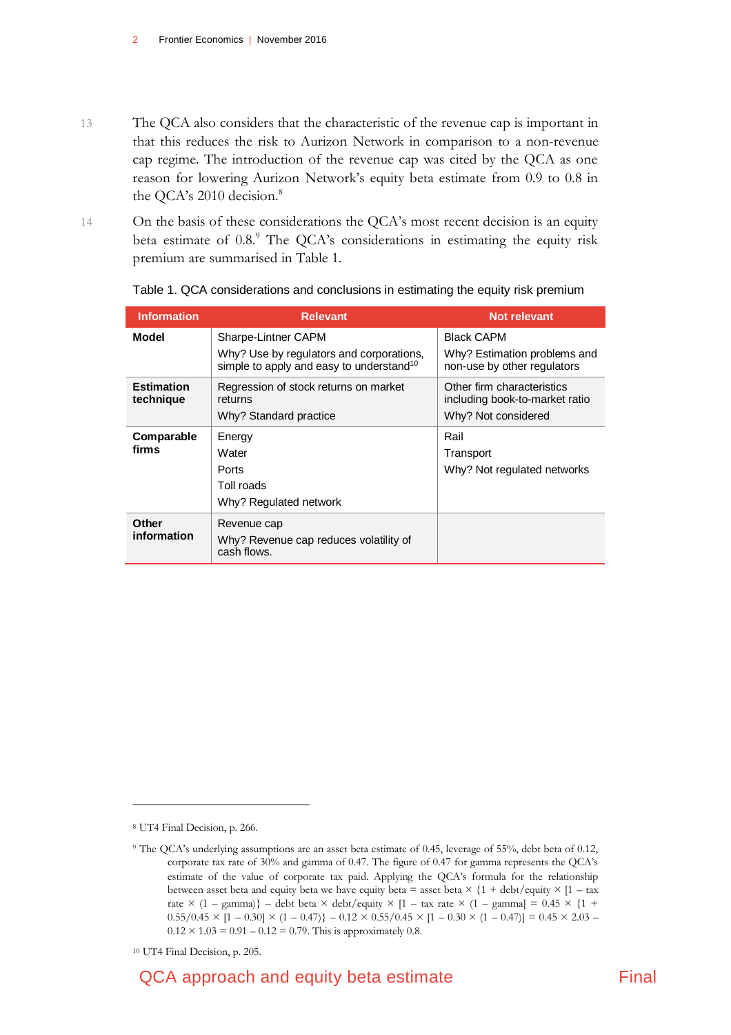13 The QCA also considers that the characteristic of the revenue cap is important in that this reduces the risk to Aurizon Network in comparison to a non-revenue cap regime. The introduction of the revenue cap was cited by the QCA as one reason for lowering Aurizon Network's equity beta estimate from 0.9 to 0.8 in the QCA's 2010 decision.[8]

14 On the basis of these considerations the QCA's most recent decision is an equity beta estimate of 0.8.[9] The QCA's considerations in estimating the equity risk premium are summarised in Table 1.

Table 1. QCA considerations and conclusions in estimating the equity risk premium

| Information | Relevant | Not relevant |
|---|---|---|
| **Model** | Sharpe-Lintner CAPM<br>Why? Use by regulators and corporations, simple to apply and easy to understand[10] | Black CAPM<br>Why? Estimation problems and non-use by other regulators |
| **Estimation technique** | Regression of stock returns on market returns<br>Why? Standard practice | Other firm characteristics including book-to-market ratio<br>Why? Not considered |
| **Comparable firms** | Energy<br>Water<br>Ports<br>Toll roads<br>Why? Regulated network | Rail<br>Transport<br>Why? Not regulated networks |
| **Other information** | Revenue cap<br>Why? Revenue cap reduces volatility of cash flows. | |

---

[8] UT4 Final Decision, p. 266.

[9] The QCA's underlying assumptions are an asset beta estimate of 0.45, leverage of 55%, debt beta of 0.12, corporate tax rate of 30% and gamma of 0.47. The figure of 0.47 for gamma represents the QCA's estimate of the value of corporate tax paid. Applying the QCA's formula for the relationship between asset beta and equity beta we have equity beta = asset beta × {1 + debt/equity × [1 – tax rate × (1 – gamma)} – debt beta × debt/equity × [1 – tax rate × (1 – gamma] = 0.45 × {1 + 0.55/0.45 × [1 – 0.30] × (1 – 0.47)} – 0.12 × 0.55/0.45 × [1 – 0.30 × (1 – 0.47)] = 0.45 × 2.03 – 0.12 × 1.03 = 0.91 – 0.12 = 0.79. This is approximately 0.8.

[10] UT4 Final Decision, p. 205.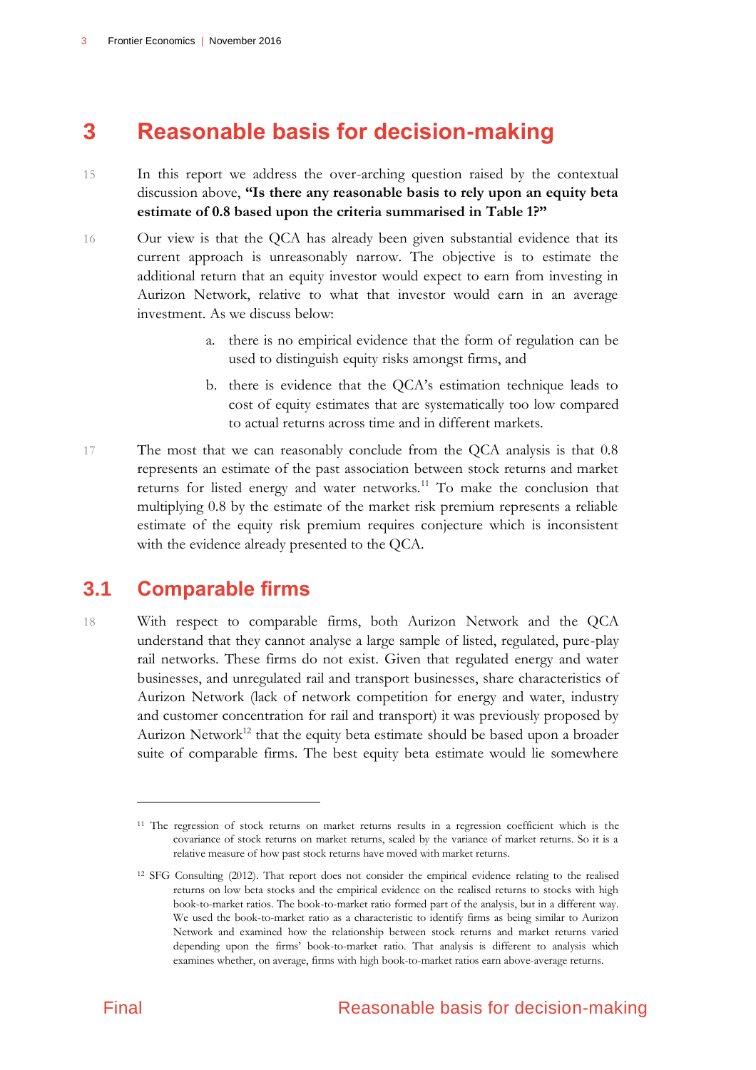# 3 Reasonable basis for decision-making

15 In this report we address the over-arching question raised by the contextual discussion above, **"Is there any reasonable basis to rely upon an equity beta estimate of 0.8 based upon the criteria summarised in Table 1?"**

16 Our view is that the QCA has already been given substantial evidence that its current approach is unreasonably narrow. The objective is to estimate the additional return that an equity investor would expect to earn from investing in Aurizon Network, relative to what that investor would earn in an average investment. As we discuss below:

a. there is no empirical evidence that the form of regulation can be used to distinguish equity risks amongst firms, and

b. there is evidence that the QCA's estimation technique leads to cost of equity estimates that are systematically too low compared to actual returns across time and in different markets.

17 The most that we can reasonably conclude from the QCA analysis is that 0.8 represents an estimate of the past association between stock returns and market returns for listed energy and water networks.[11] To make the conclusion that multiplying 0.8 by the estimate of the market risk premium represents a reliable estimate of the equity risk premium requires conjecture which is inconsistent with the evidence already presented to the QCA.

## 3.1 Comparable firms

18 With respect to comparable firms, both Aurizon Network and the QCA understand that they cannot analyse a large sample of listed, regulated, pure-play rail networks. These firms do not exist. Given that regulated energy and water businesses, and unregulated rail and transport businesses, share characteristics of Aurizon Network (lack of network competition for energy and water, industry and customer concentration for rail and transport) it was previously proposed by Aurizon Network[12] that the equity beta estimate should be based upon a broader suite of comparable firms. The best equity beta estimate would lie somewhere

---

[11] The regression of stock returns on market returns results in a regression coefficient which is the covariance of stock returns on market returns, scaled by the variance of market returns. So it is a relative measure of how past stock returns have moved with market returns.

[12] SFG Consulting (2012). That report does not consider the empirical evidence relating to the realised returns on low beta stocks and the empirical evidence on the realised returns to stocks with high book-to-market ratios. The book-to-market ratio formed part of the analysis, but in a different way. We used the book-to-market ratio as a characteristic to identify firms as being similar to Aurizon Network and examined how the relationship between stock returns and market returns varied depending upon the firms' book-to-market ratio. That analysis is different to analysis which examines whether, on average, firms with high book-to-market ratios earn above-average returns.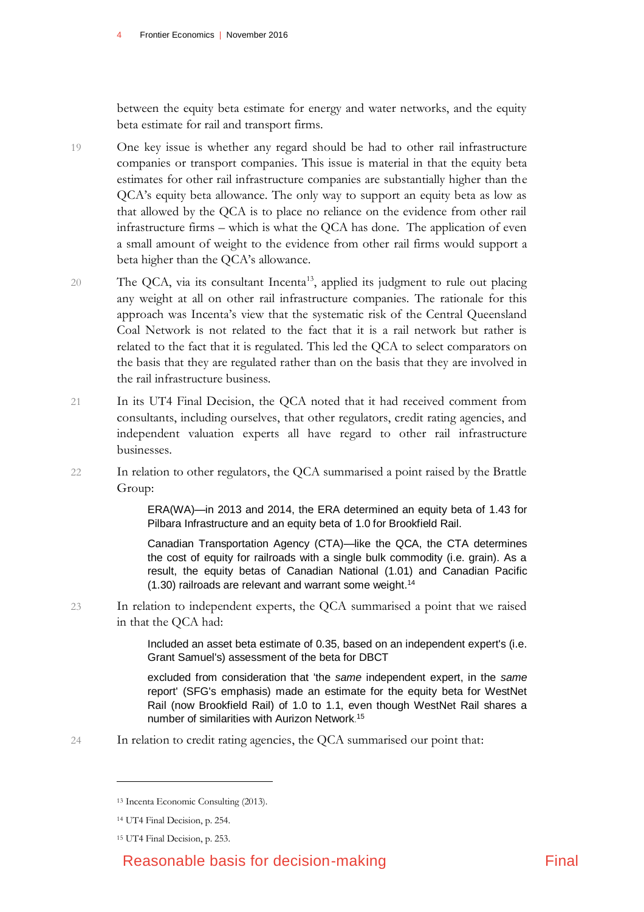between the equity beta estimate for energy and water networks, and the equity beta estimate for rail and transport firms.

19 One key issue is whether any regard should be had to other rail infrastructure companies or transport companies. This issue is material in that the equity beta estimates for other rail infrastructure companies are substantially higher than the QCA's equity beta allowance. The only way to support an equity beta as low as that allowed by the QCA is to place no reliance on the evidence from other rail infrastructure firms – which is what the QCA has done. The application of even a small amount of weight to the evidence from other rail firms would support a beta higher than the QCA's allowance.

20 The QCA, via its consultant Incenta[13], applied its judgment to rule out placing any weight at all on other rail infrastructure companies. The rationale for this approach was Incenta's view that the systematic risk of the Central Queensland Coal Network is not related to the fact that it is a rail network but rather is related to the fact that it is regulated. This led the QCA to select comparators on the basis that they are regulated rather than on the basis that they are involved in the rail infrastructure business.

21 In its UT4 Final Decision, the QCA noted that it had received comment from consultants, including ourselves, that other regulators, credit rating agencies, and independent valuation experts all have regard to other rail infrastructure businesses.

22 In relation to other regulators, the QCA summarised a point raised by the Brattle Group:

> ERA(WA)—in 2013 and 2014, the ERA determined an equity beta of 1.43 for Pilbara Infrastructure and an equity beta of 1.0 for Brookfield Rail.
>
> Canadian Transportation Agency (CTA)—like the QCA, the CTA determines the cost of equity for railroads with a single bulk commodity (i.e. grain). As a result, the equity betas of Canadian National (1.01) and Canadian Pacific (1.30) railroads are relevant and warrant some weight.[14]

23 In relation to independent experts, the QCA summarised a point that we raised in that the QCA had:

> Included an asset beta estimate of 0.35, based on an independent expert's (i.e. Grant Samuel's) assessment of the beta for DBCT
>
> excluded from consideration that 'the *same* independent expert, in the *same* report' (SFG's emphasis) made an estimate for the equity beta for WestNet Rail (now Brookfield Rail) of 1.0 to 1.1, even though WestNet Rail shares a number of similarities with Aurizon Network.[15]

24 In relation to credit rating agencies, the QCA summarised our point that:

---

[13] Incenta Economic Consulting (2013).

[14] UT4 Final Decision, p. 254.

[15] UT4 Final Decision, p. 253.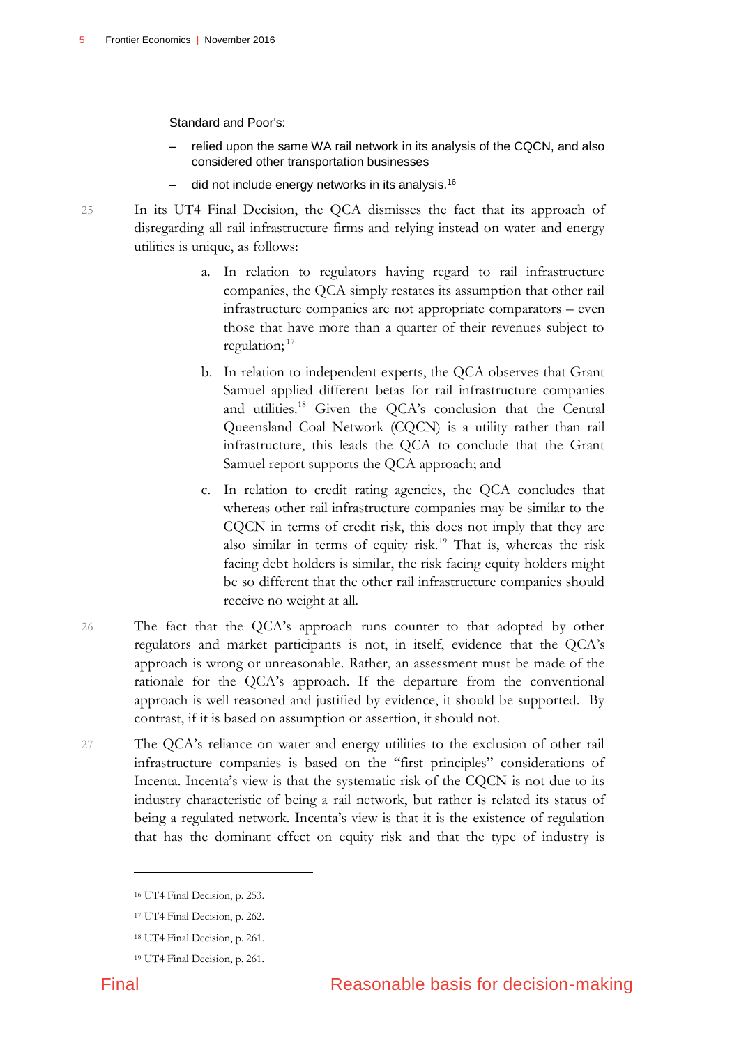Standard and Poor's:

- relied upon the same WA rail network in its analysis of the CQCN, and also considered other transportation businesses
- did not include energy networks in its analysis.[16]

25 In its UT4 Final Decision, the QCA dismisses the fact that its approach of disregarding all rail infrastructure firms and relying instead on water and energy utilities is unique, as follows:

a. In relation to regulators having regard to rail infrastructure companies, the QCA simply restates its assumption that other rail infrastructure companies are not appropriate comparators – even those that have more than a quarter of their revenues subject to regulation;[17]

b. In relation to independent experts, the QCA observes that Grant Samuel applied different betas for rail infrastructure companies and utilities.[18] Given the QCA's conclusion that the Central Queensland Coal Network (CQCN) is a utility rather than rail infrastructure, this leads the QCA to conclude that the Grant Samuel report supports the QCA approach; and

c. In relation to credit rating agencies, the QCA concludes that whereas other rail infrastructure companies may be similar to the CQCN in terms of credit risk, this does not imply that they are also similar in terms of equity risk.[19] That is, whereas the risk facing debt holders is similar, the risk facing equity holders might be so different that the other rail infrastructure companies should receive no weight at all.

26 The fact that the QCA's approach runs counter to that adopted by other regulators and market participants is not, in itself, evidence that the QCA's approach is wrong or unreasonable. Rather, an assessment must be made of the rationale for the QCA's approach. If the departure from the conventional approach is well reasoned and justified by evidence, it should be supported. By contrast, if it is based on assumption or assertion, it should not.

27 The QCA's reliance on water and energy utilities to the exclusion of other rail infrastructure companies is based on the "first principles" considerations of Incenta. Incenta's view is that the systematic risk of the CQCN is not due to its industry characteristic of being a rail network, but rather is related its status of being a regulated network. Incenta's view is that it is the existence of regulation that has the dominant effect on equity risk and that the type of industry is

---

[16] UT4 Final Decision, p. 253.

[17] UT4 Final Decision, p. 262.

[18] UT4 Final Decision, p. 261.

[19] UT4 Final Decision, p. 261.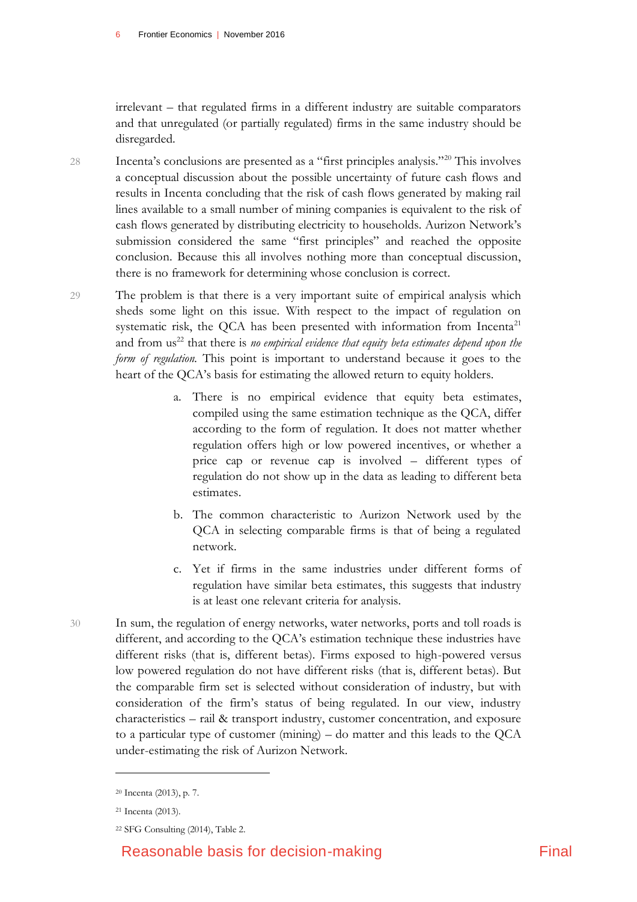irrelevant – that regulated firms in a different industry are suitable comparators and that unregulated (or partially regulated) firms in the same industry should be disregarded.

28 Incenta's conclusions are presented as a "first principles analysis."[20] This involves a conceptual discussion about the possible uncertainty of future cash flows and results in Incenta concluding that the risk of cash flows generated by making rail lines available to a small number of mining companies is equivalent to the risk of cash flows generated by distributing electricity to households. Aurizon Network's submission considered the same "first principles" and reached the opposite conclusion. Because this all involves nothing more than conceptual discussion, there is no framework for determining whose conclusion is correct.

29 The problem is that there is a very important suite of empirical analysis which sheds some light on this issue. With respect to the impact of regulation on systematic risk, the QCA has been presented with information from Incenta[21] and from us[22] that there is *no empirical evidence that equity beta estimates depend upon the form of regulation.* This point is important to understand because it goes to the heart of the QCA's basis for estimating the allowed return to equity holders.

a. There is no empirical evidence that equity beta estimates, compiled using the same estimation technique as the QCA, differ according to the form of regulation. It does not matter whether regulation offers high or low powered incentives, or whether a price cap or revenue cap is involved – different types of regulation do not show up in the data as leading to different beta estimates.

b. The common characteristic to Aurizon Network used by the QCA in selecting comparable firms is that of being a regulated network.

c. Yet if firms in the same industries under different forms of regulation have similar beta estimates, this suggests that industry is at least one relevant criteria for analysis.

30 In sum, the regulation of energy networks, water networks, ports and toll roads is different, and according to the QCA's estimation technique these industries have different risks (that is, different betas). Firms exposed to high-powered versus low powered regulation do not have different risks (that is, different betas). But the comparable firm set is selected without consideration of industry, but with consideration of the firm's status of being regulated. In our view, industry characteristics – rail & transport industry, customer concentration, and exposure to a particular type of customer (mining) – do matter and this leads to the QCA under-estimating the risk of Aurizon Network.

[20] Incenta (2013), p. 7.

[21] Incenta (2013).

[22] SFG Consulting (2014), Table 2.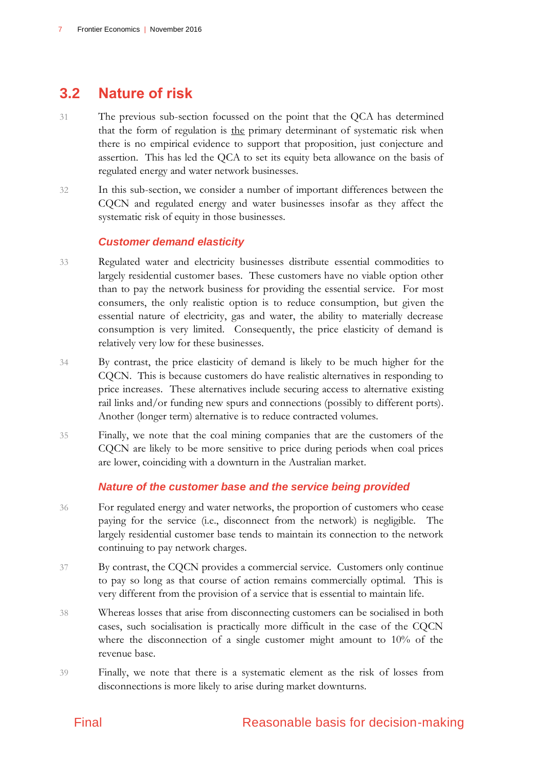## 3.2 Nature of risk

31 The previous sub-section focussed on the point that the QCA has determined that the form of regulation is <u>the</u> primary determinant of systematic risk when there is no empirical evidence to support that proposition, just conjecture and assertion. This has led the QCA to set its equity beta allowance on the basis of regulated energy and water network businesses.

32 In this sub-section, we consider a number of important differences between the CQCN and regulated energy and water businesses insofar as they affect the systematic risk of equity in those businesses.

### *Customer demand elasticity*

33 Regulated water and electricity businesses distribute essential commodities to largely residential customer bases. These customers have no viable option other than to pay the network business for providing the essential service. For most consumers, the only realistic option is to reduce consumption, but given the essential nature of electricity, gas and water, the ability to materially decrease consumption is very limited. Consequently, the price elasticity of demand is relatively very low for these businesses.

34 By contrast, the price elasticity of demand is likely to be much higher for the CQCN. This is because customers do have realistic alternatives in responding to price increases. These alternatives include securing access to alternative existing rail links and/or funding new spurs and connections (possibly to different ports). Another (longer term) alternative is to reduce contracted volumes.

35 Finally, we note that the coal mining companies that are the customers of the CQCN are likely to be more sensitive to price during periods when coal prices are lower, coinciding with a downturn in the Australian market.

### *Nature of the customer base and the service being provided*

36 For regulated energy and water networks, the proportion of customers who cease paying for the service (i.e., disconnect from the network) is negligible. The largely residential customer base tends to maintain its connection to the network continuing to pay network charges.

37 By contrast, the CQCN provides a commercial service. Customers only continue to pay so long as that course of action remains commercially optimal. This is very different from the provision of a service that is essential to maintain life.

38 Whereas losses that arise from disconnecting customers can be socialised in both cases, such socialisation is practically more difficult in the case of the CQCN where the disconnection of a single customer might amount to 10% of the revenue base.

39 Finally, we note that there is a systematic element as the risk of losses from disconnections is more likely to arise during market downturns.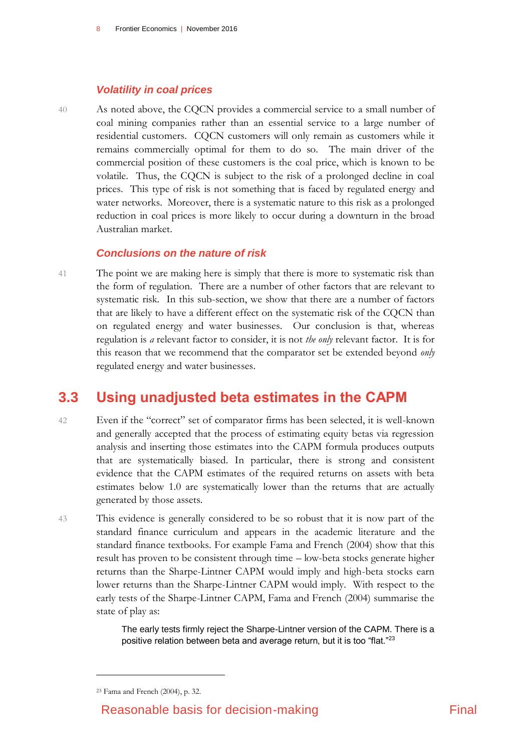### *Volatility in coal prices*

40 As noted above, the CQCN provides a commercial service to a small number of coal mining companies rather than an essential service to a large number of residential customers. CQCN customers will only remain as customers while it remains commercially optimal for them to do so. The main driver of the commercial position of these customers is the coal price, which is known to be volatile. Thus, the CQCN is subject to the risk of a prolonged decline in coal prices. This type of risk is not something that is faced by regulated energy and water networks. Moreover, there is a systematic nature to this risk as a prolonged reduction in coal prices is more likely to occur during a downturn in the broad Australian market.

### *Conclusions on the nature of risk*

41 The point we are making here is simply that there is more to systematic risk than the form of regulation. There are a number of other factors that are relevant to systematic risk. In this sub-section, we show that there are a number of factors that are likely to have a different effect on the systematic risk of the CQCN than on regulated energy and water businesses. Our conclusion is that, whereas regulation is *a* relevant factor to consider, it is not *the only* relevant factor. It is for this reason that we recommend that the comparator set be extended beyond *only* regulated energy and water businesses.

## 3.3 Using unadjusted beta estimates in the CAPM

42 Even if the "correct" set of comparator firms has been selected, it is well-known and generally accepted that the process of estimating equity betas via regression analysis and inserting those estimates into the CAPM formula produces outputs that are systematically biased. In particular, there is strong and consistent evidence that the CAPM estimates of the required returns on assets with beta estimates below 1.0 are systematically lower than the returns that are actually generated by those assets.

43 This evidence is generally considered to be so robust that it is now part of the standard finance curriculum and appears in the academic literature and the standard finance textbooks. For example Fama and French (2004) show that this result has proven to be consistent through time – low-beta stocks generate higher returns than the Sharpe-Lintner CAPM would imply and high-beta stocks earn lower returns than the Sharpe-Lintner CAPM would imply. With respect to the early tests of the Sharpe-Lintner CAPM, Fama and French (2004) summarise the state of play as:

> The early tests firmly reject the Sharpe-Lintner version of the CAPM. There is a positive relation between beta and average return, but it is too "flat."[23]

[23] Fama and French (2004), p. 32.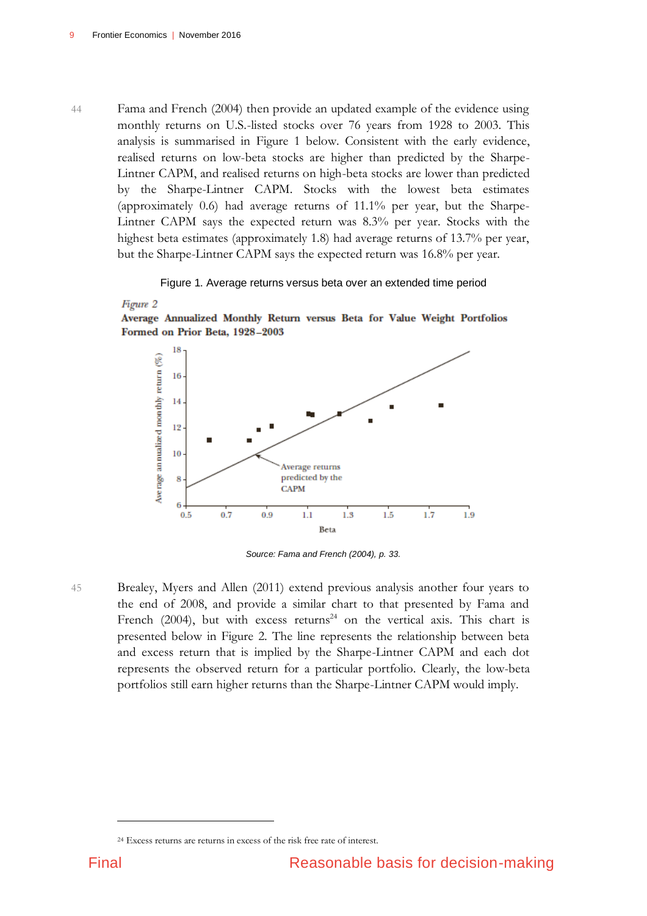44 Fama and French (2004) then provide an updated example of the evidence using monthly returns on U.S.-listed stocks over 76 years from 1928 to 2003. This analysis is summarised in Figure 1 below. Consistent with the early evidence, realised returns on low-beta stocks are higher than predicted by the Sharpe-Lintner CAPM, and realised returns on high-beta stocks are lower than predicted by the Sharpe-Lintner CAPM. Stocks with the lowest beta estimates (approximately 0.6) had average returns of 11.1% per year, but the Sharpe-Lintner CAPM says the expected return was 8.3% per year. Stocks with the highest beta estimates (approximately 1.8) had average returns of 13.7% per year, but the Sharpe-Lintner CAPM says the expected return was 16.8% per year.

Figure 1. Average returns versus beta over an extended time period

*Figure 2*

**Average Annualized Monthly Return versus Beta for Value Weight Portfolios Formed on Prior Beta, 1928–2003**

Source: Fama and French (2004), p. 33.

45 Brealey, Myers and Allen (2011) extend previous analysis another four years to the end of 2008, and provide a similar chart to that presented by Fama and French (2004), but with excess returns[24] on the vertical axis. This chart is presented below in Figure 2. The line represents the relationship between beta and excess return that is implied by the Sharpe-Lintner CAPM and each dot represents the observed return for a particular portfolio. Clearly, the low-beta portfolios still earn higher returns than the Sharpe-Lintner CAPM would imply.

[24] Excess returns are returns in excess of the risk free rate of interest.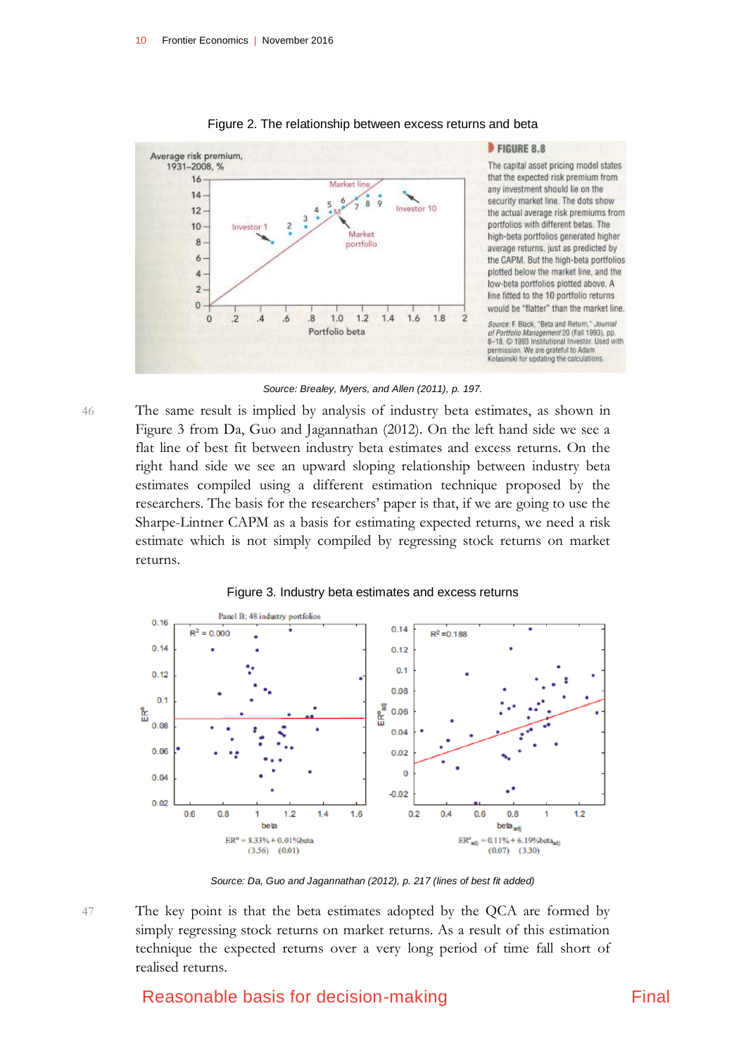Figure 2. The relationship between excess returns and beta

*Source: Brealey, Myers, and Allen (2011), p. 197.*

46 The same result is implied by analysis of industry beta estimates, as shown in Figure 3 from Da, Guo and Jagannathan (2012). On the left hand side we see a flat line of best fit between industry beta estimates and excess returns. On the right hand side we see an upward sloping relationship between industry beta estimates compiled using a different estimation technique proposed by the researchers. The basis for the researchers' paper is that, if we are going to use the Sharpe-Lintner CAPM as a basis for estimating expected returns, we need a risk estimate which is not simply compiled by regressing stock returns on market returns.

Figure 3. Industry beta estimates and excess returns

*Source: Da, Guo and Jagannathan (2012), p. 217 (lines of best fit added)*

47 The key point is that the beta estimates adopted by the QCA are formed by simply regressing stock returns on market returns. As a result of this estimation technique the expected returns over a very long period of time fall short of realised returns.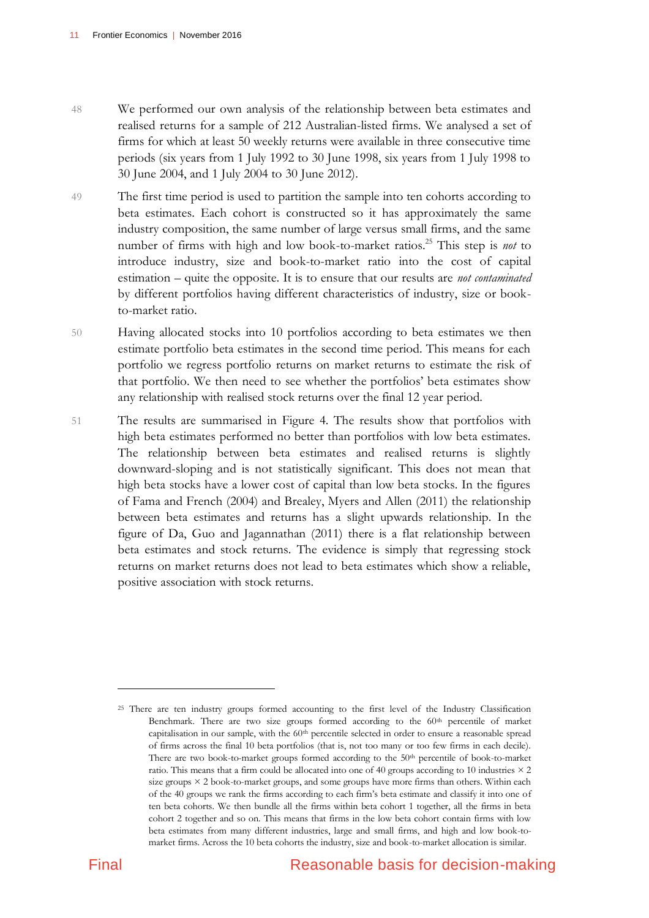48 We performed our own analysis of the relationship between beta estimates and realised returns for a sample of 212 Australian-listed firms. We analysed a set of firms for which at least 50 weekly returns were available in three consecutive time periods (six years from 1 July 1992 to 30 June 1998, six years from 1 July 1998 to 30 June 2004, and 1 July 2004 to 30 June 2012).

49 The first time period is used to partition the sample into ten cohorts according to beta estimates. Each cohort is constructed so it has approximately the same industry composition, the same number of large versus small firms, and the same number of firms with high and low book-to-market ratios.[25] This step is *not* to introduce industry, size and book-to-market ratio into the cost of capital estimation – quite the opposite. It is to ensure that our results are *not contaminated* by different portfolios having different characteristics of industry, size or book-to-market ratio.

50 Having allocated stocks into 10 portfolios according to beta estimates we then estimate portfolio beta estimates in the second time period. This means for each portfolio we regress portfolio returns on market returns to estimate the risk of that portfolio. We then need to see whether the portfolios' beta estimates show any relationship with realised stock returns over the final 12 year period.

51 The results are summarised in Figure 4. The results show that portfolios with high beta estimates performed no better than portfolios with low beta estimates. The relationship between beta estimates and realised returns is slightly downward-sloping and is not statistically significant. This does not mean that high beta stocks have a lower cost of capital than low beta stocks. In the figures of Fama and French (2004) and Brealey, Myers and Allen (2011) the relationship between beta estimates and returns has a slight upwards relationship. In the figure of Da, Guo and Jagannathan (2011) there is a flat relationship between beta estimates and stock returns. The evidence is simply that regressing stock returns on market returns does not lead to beta estimates which show a reliable, positive association with stock returns.

[25] There are ten industry groups formed accounting to the first level of the Industry Classification Benchmark. There are two size groups formed according to the 60th percentile of market capitalisation in our sample, with the 60th percentile selected in order to ensure a reasonable spread of firms across the final 10 beta portfolios (that is, not too many or too few firms in each decile). There are two book-to-market groups formed according to the 50th percentile of book-to-market ratio. This means that a firm could be allocated into one of 40 groups according to 10 industries × 2 size groups × 2 book-to-market groups, and some groups have more firms than others. Within each of the 40 groups we rank the firms according to each firm's beta estimate and classify it into one of ten beta cohorts. We then bundle all the firms within beta cohort 1 together, all the firms in beta cohort 2 together and so on. This means that firms in the low beta cohort contain firms with low beta estimates from many different industries, large and small firms, and high and low book-to-market firms. Across the 10 beta cohorts the industry, size and book-to-market allocation is similar.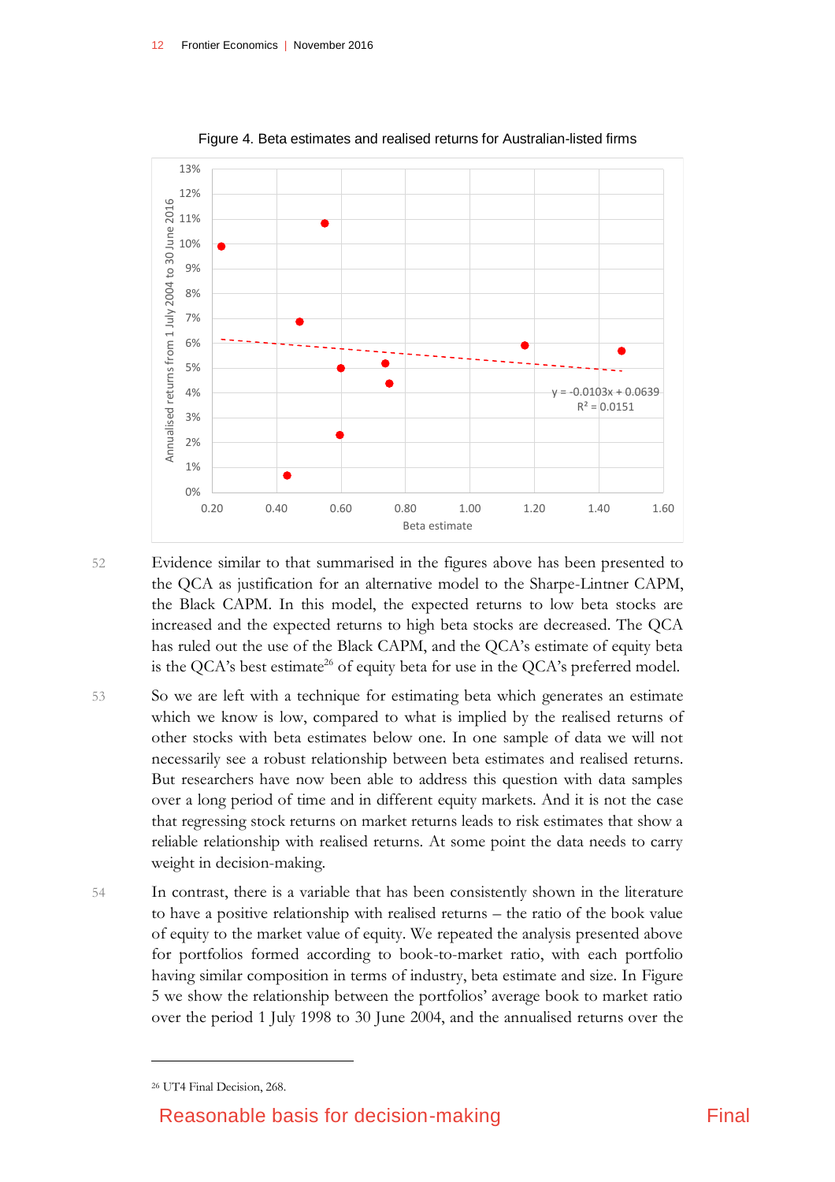Figure 4. Beta estimates and realised returns for Australian-listed firms

52 Evidence similar to that summarised in the figures above has been presented to the QCA as justification for an alternative model to the Sharpe-Lintner CAPM, the Black CAPM. In this model, the expected returns to low beta stocks are increased and the expected returns to high beta stocks are decreased. The QCA has ruled out the use of the Black CAPM, and the QCA's estimate of equity beta is the QCA's best estimate[26] of equity beta for use in the QCA's preferred model.

53 So we are left with a technique for estimating beta which generates an estimate which we know is low, compared to what is implied by the realised returns of other stocks with beta estimates below one. In one sample of data we will not necessarily see a robust relationship between beta estimates and realised returns. But researchers have now been able to address this question with data samples over a long period of time and in different equity markets. And it is not the case that regressing stock returns on market returns leads to risk estimates that show a reliable relationship with realised returns. At some point the data needs to carry weight in decision-making.

54 In contrast, there is a variable that has been consistently shown in the literature to have a positive relationship with realised returns – the ratio of the book value of equity to the market value of equity. We repeated the analysis presented above for portfolios formed according to book-to-market ratio, with each portfolio having similar composition in terms of industry, beta estimate and size. In Figure 5 we show the relationship between the portfolios' average book to market ratio over the period 1 July 1998 to 30 June 2004, and the annualised returns over the

[26] UT4 Final Decision, 268.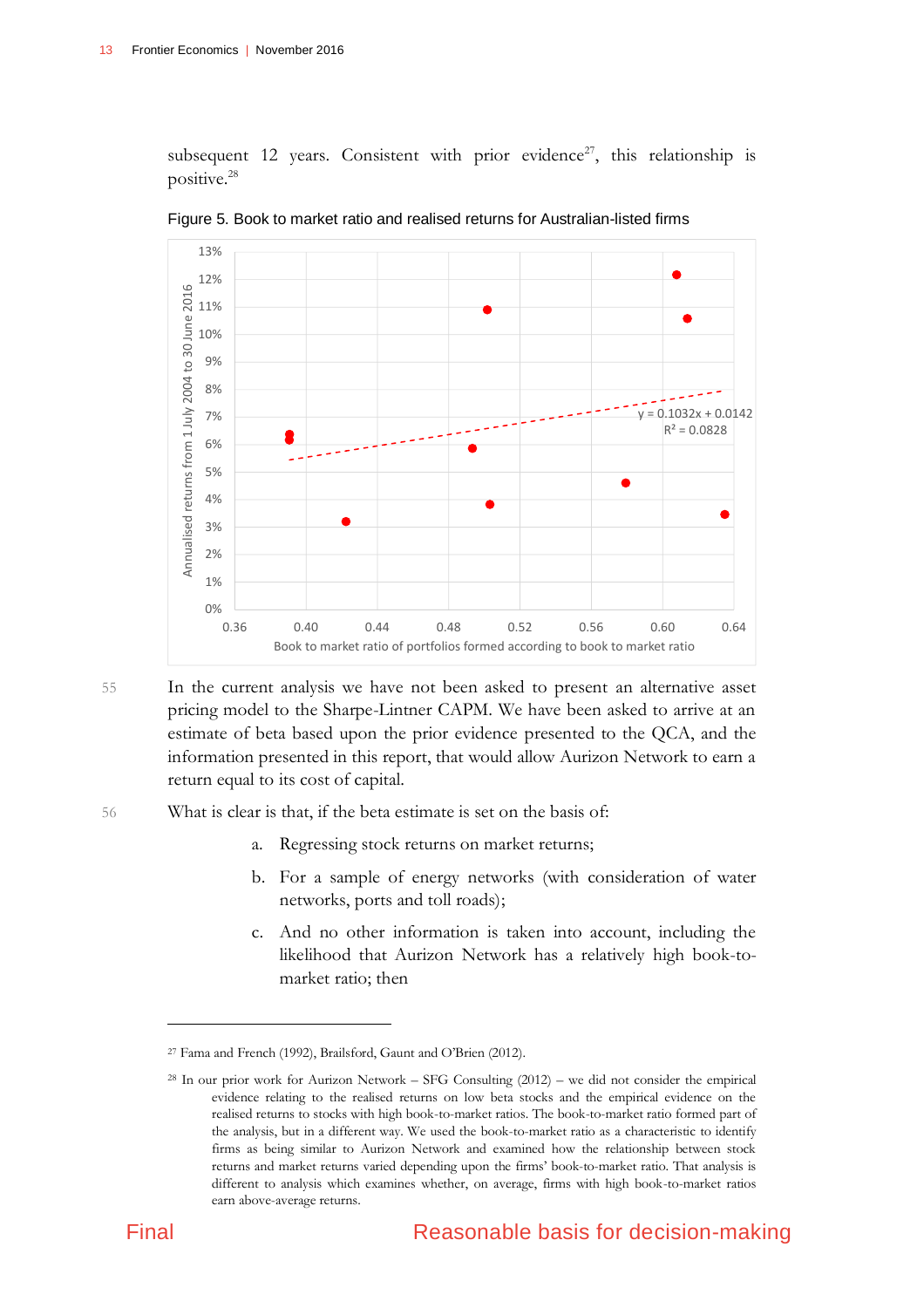subsequent 12 years. Consistent with prior evidence[27], this relationship is positive.[28]

Figure 5. Book to market ratio and realised returns for Australian-listed firms

55 In the current analysis we have not been asked to present an alternative asset pricing model to the Sharpe-Lintner CAPM. We have been asked to arrive at an estimate of beta based upon the prior evidence presented to the QCA, and the information presented in this report, that would allow Aurizon Network to earn a return equal to its cost of capital.

56 What is clear is that, if the beta estimate is set on the basis of:

a. Regressing stock returns on market returns;

b. For a sample of energy networks (with consideration of water networks, ports and toll roads);

c. And no other information is taken into account, including the likelihood that Aurizon Network has a relatively high book-to-market ratio; then

---

[27] Fama and French (1992), Brailsford, Gaunt and O'Brien (2012).

[28] In our prior work for Aurizon Network – SFG Consulting (2012) – we did not consider the empirical evidence relating to the realised returns on low beta stocks and the empirical evidence on the realised returns to stocks with high book-to-market ratios. The book-to-market ratio formed part of the analysis, but in a different way. We used the book-to-market ratio as a characteristic to identify firms as being similar to Aurizon Network and examined how the relationship between stock returns and market returns varied depending upon the firms' book-to-market ratio. That analysis is different to analysis which examines whether, on average, firms with high book-to-market ratios earn above-average returns.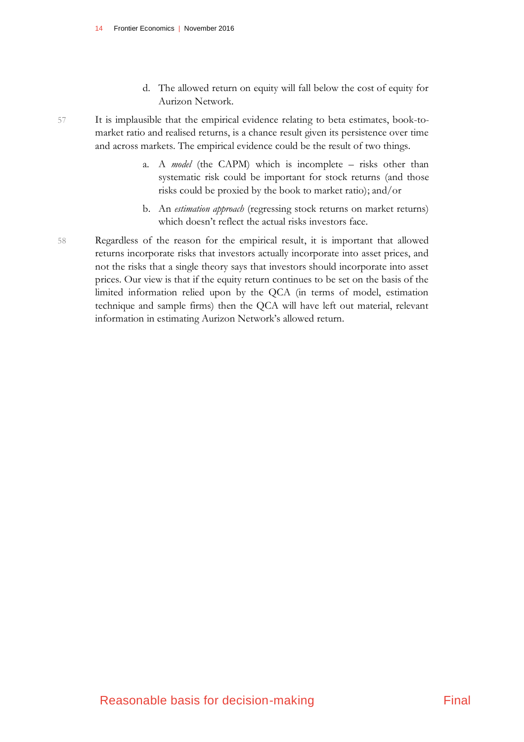d. The allowed return on equity will fall below the cost of equity for Aurizon Network.

57 It is implausible that the empirical evidence relating to beta estimates, book-to-market ratio and realised returns, is a chance result given its persistence over time and across markets. The empirical evidence could be the result of two things.

a. A *model* (the CAPM) which is incomplete – risks other than systematic risk could be important for stock returns (and those risks could be proxied by the book to market ratio); and/or

b. An *estimation approach* (regressing stock returns on market returns) which doesn't reflect the actual risks investors face.

58 Regardless of the reason for the empirical result, it is important that allowed returns incorporate risks that investors actually incorporate into asset prices, and not the risks that a single theory says that investors should incorporate into asset prices. Our view is that if the equity return continues to be set on the basis of the limited information relied upon by the QCA (in terms of model, estimation technique and sample firms) then the QCA will have left out material, relevant information in estimating Aurizon Network's allowed return.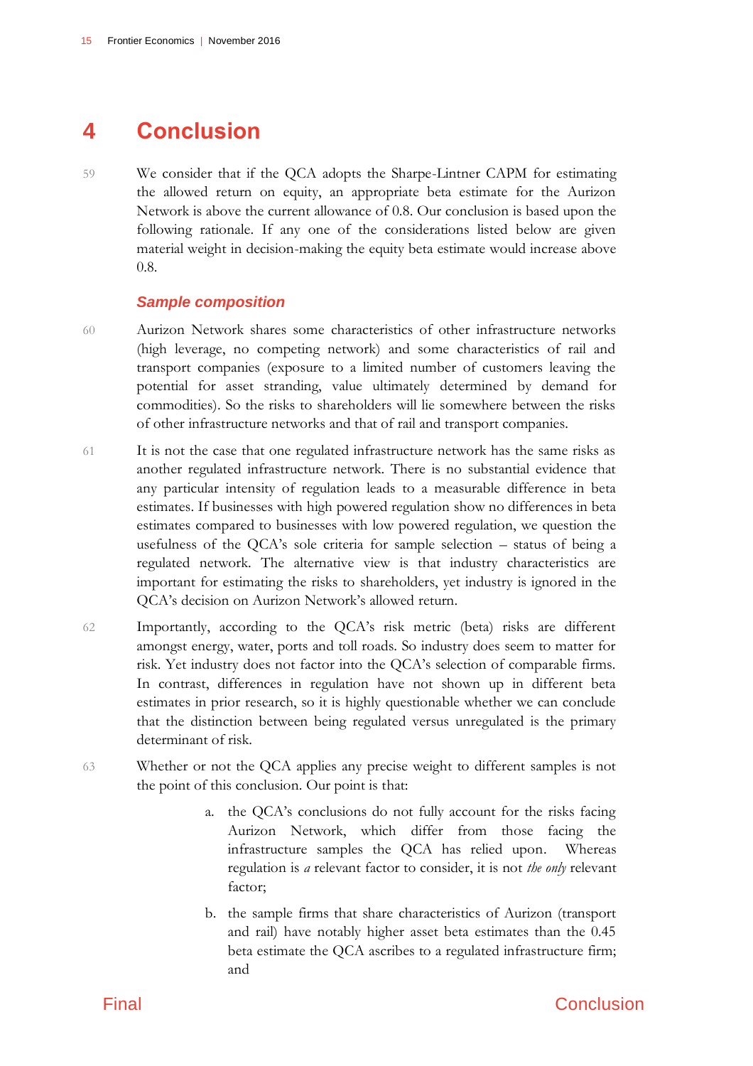# 4 Conclusion

59 We consider that if the QCA adopts the Sharpe-Lintner CAPM for estimating the allowed return on equity, an appropriate beta estimate for the Aurizon Network is above the current allowance of 0.8. Our conclusion is based upon the following rationale. If any one of the considerations listed below are given material weight in decision-making the equity beta estimate would increase above 0.8.

### *Sample composition*

60 Aurizon Network shares some characteristics of other infrastructure networks (high leverage, no competing network) and some characteristics of rail and transport companies (exposure to a limited number of customers leaving the potential for asset stranding, value ultimately determined by demand for commodities). So the risks to shareholders will lie somewhere between the risks of other infrastructure networks and that of rail and transport companies.

61 It is not the case that one regulated infrastructure network has the same risks as another regulated infrastructure network. There is no substantial evidence that any particular intensity of regulation leads to a measurable difference in beta estimates. If businesses with high powered regulation show no differences in beta estimates compared to businesses with low powered regulation, we question the usefulness of the QCA's sole criteria for sample selection – status of being a regulated network. The alternative view is that industry characteristics are important for estimating the risks to shareholders, yet industry is ignored in the QCA's decision on Aurizon Network's allowed return.

62 Importantly, according to the QCA's risk metric (beta) risks are different amongst energy, water, ports and toll roads. So industry does seem to matter for risk. Yet industry does not factor into the QCA's selection of comparable firms. In contrast, differences in regulation have not shown up in different beta estimates in prior research, so it is highly questionable whether we can conclude that the distinction between being regulated versus unregulated is the primary determinant of risk.

63 Whether or not the QCA applies any precise weight to different samples is not the point of this conclusion. Our point is that:

a. the QCA's conclusions do not fully account for the risks facing Aurizon Network, which differ from those facing the infrastructure samples the QCA has relied upon. Whereas regulation is *a* relevant factor to consider, it is not *the only* relevant factor;

b. the sample firms that share characteristics of Aurizon (transport and rail) have notably higher asset beta estimates than the 0.45 beta estimate the QCA ascribes to a regulated infrastructure firm; and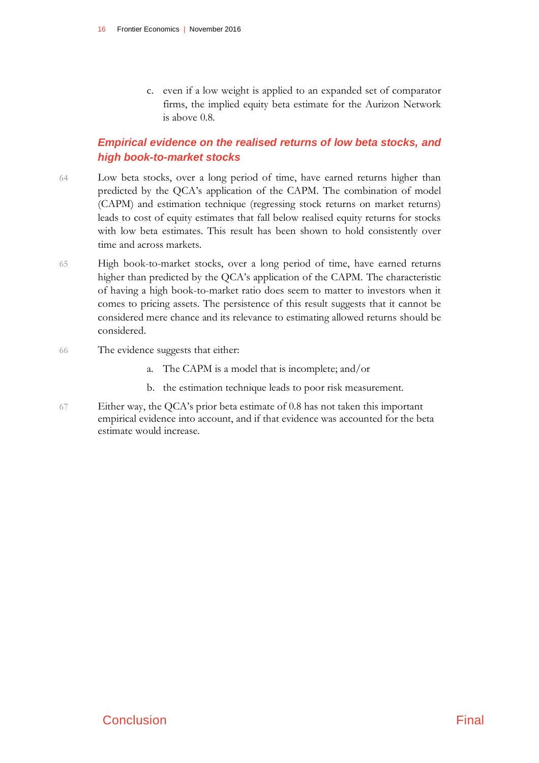c. even if a low weight is applied to an expanded set of comparator firms, the implied equity beta estimate for the Aurizon Network is above 0.8.

### Empirical evidence on the realised returns of low beta stocks, and high book-to-market stocks

64 Low beta stocks, over a long period of time, have earned returns higher than predicted by the QCA's application of the CAPM. The combination of model (CAPM) and estimation technique (regressing stock returns on market returns) leads to cost of equity estimates that fall below realised equity returns for stocks with low beta estimates. This result has been shown to hold consistently over time and across markets.

65 High book-to-market stocks, over a long period of time, have earned returns higher than predicted by the QCA's application of the CAPM. The characteristic of having a high book-to-market ratio does seem to matter to investors when it comes to pricing assets. The persistence of this result suggests that it cannot be considered mere chance and its relevance to estimating allowed returns should be considered.

66 The evidence suggests that either:

a. The CAPM is a model that is incomplete; and/or

b. the estimation technique leads to poor risk measurement.

67 Either way, the QCA's prior beta estimate of 0.8 has not taken this important empirical evidence into account, and if that evidence was accounted for the beta estimate would increase.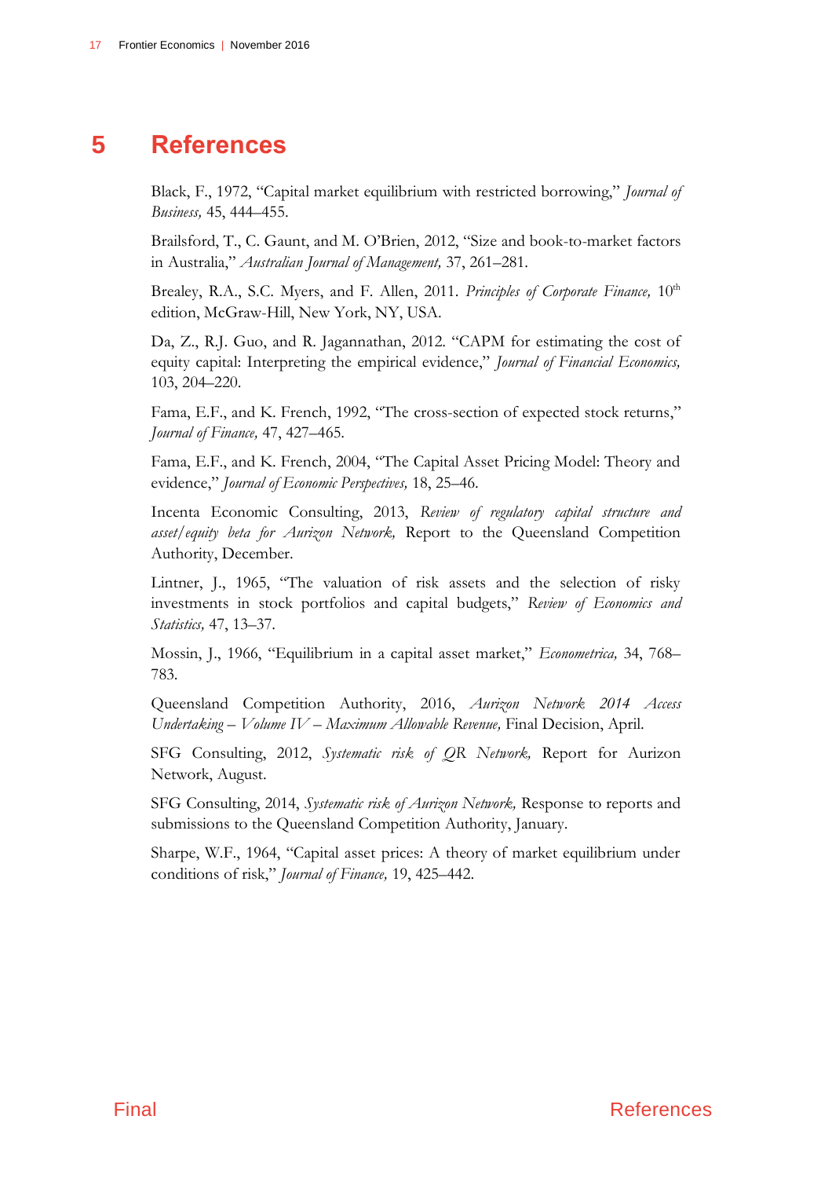# 5 References

Black, F., 1972, "Capital market equilibrium with restricted borrowing," *Journal of Business,* 45, 444–455.

Brailsford, T., C. Gaunt, and M. O'Brien, 2012, "Size and book-to-market factors in Australia," *Australian Journal of Management,* 37, 261–281.

Brealey, R.A., S.C. Myers, and F. Allen, 2011. *Principles of Corporate Finance,* 10th edition, McGraw-Hill, New York, NY, USA.

Da, Z., R.J. Guo, and R. Jagannathan, 2012. "CAPM for estimating the cost of equity capital: Interpreting the empirical evidence," *Journal of Financial Economics,* 103, 204–220.

Fama, E.F., and K. French, 1992, "The cross-section of expected stock returns," *Journal of Finance,* 47, 427–465.

Fama, E.F., and K. French, 2004, "The Capital Asset Pricing Model: Theory and evidence," *Journal of Economic Perspectives,* 18, 25–46.

Incenta Economic Consulting, 2013, *Review of regulatory capital structure and asset/equity beta for Aurizon Network,* Report to the Queensland Competition Authority, December.

Lintner, J., 1965, "The valuation of risk assets and the selection of risky investments in stock portfolios and capital budgets," *Review of Economics and Statistics,* 47, 13–37.

Mossin, J., 1966, "Equilibrium in a capital asset market," *Econometrica,* 34, 768–783.

Queensland Competition Authority, 2016, *Aurizon Network 2014 Access Undertaking – Volume IV – Maximum Allowable Revenue,* Final Decision, April.

SFG Consulting, 2012, *Systematic risk of QR Network,* Report for Aurizon Network, August.

SFG Consulting, 2014, *Systematic risk of Aurizon Network,* Response to reports and submissions to the Queensland Competition Authority, January.

Sharpe, W.F., 1964, "Capital asset prices: A theory of market equilibrium under conditions of risk," *Journal of Finance,* 19, 425–442.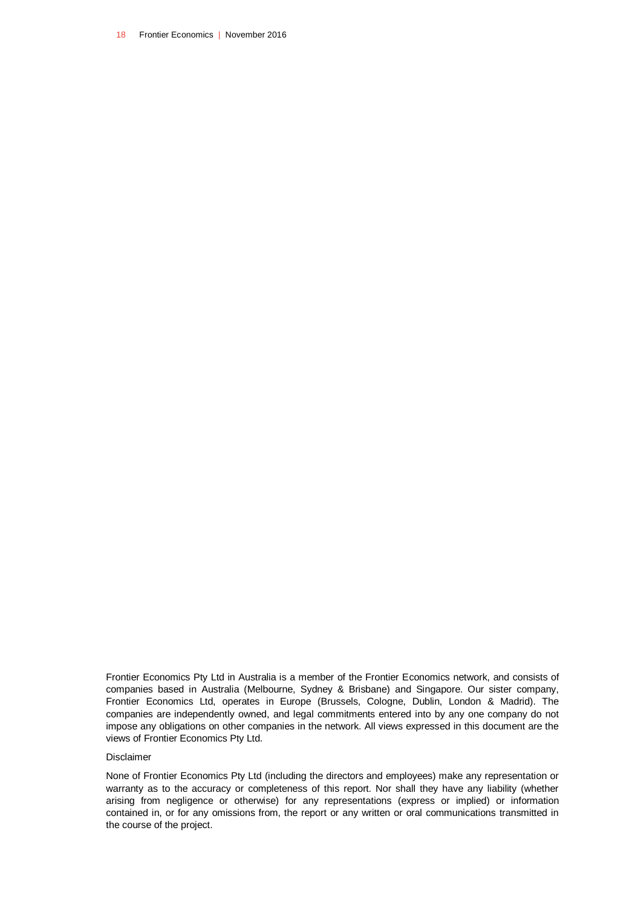Frontier Economics Pty Ltd in Australia is a member of the Frontier Economics network, and consists of companies based in Australia (Melbourne, Sydney & Brisbane) and Singapore. Our sister company, Frontier Economics Ltd, operates in Europe (Brussels, Cologne, Dublin, London & Madrid). The companies are independently owned, and legal commitments entered into by any one company do not impose any obligations on other companies in the network. All views expressed in this document are the views of Frontier Economics Pty Ltd.

Disclaimer

None of Frontier Economics Pty Ltd (including the directors and employees) make any representation or warranty as to the accuracy or completeness of this report. Nor shall they have any liability (whether arising from negligence or otherwise) for any representations (express or implied) or information contained in, or for any omissions from, the report or any written or oral communications transmitted in the course of the project.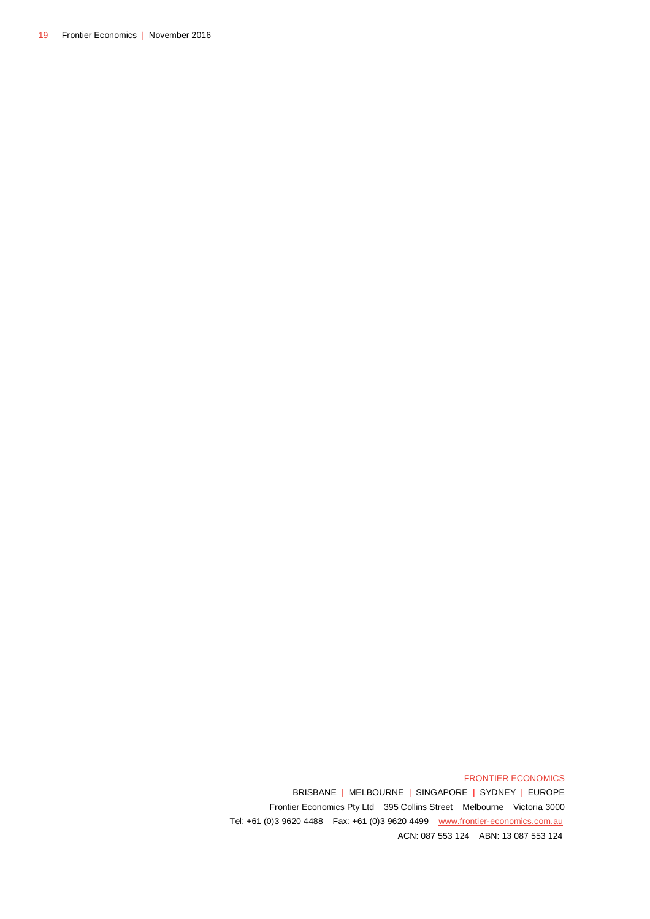FRONTIER ECONOMICS

BRISBANE | MELBOURNE | SINGAPORE | SYDNEY | EUROPE

Frontier Economics Pty Ltd 395 Collins Street Melbourne Victoria 3000

Tel: +61 (0)3 9620 4488 Fax: +61 (0)3 9620 4499 www.frontier-economics.com.au

ACN: 087 553 124 ABN: 13 087 553 124